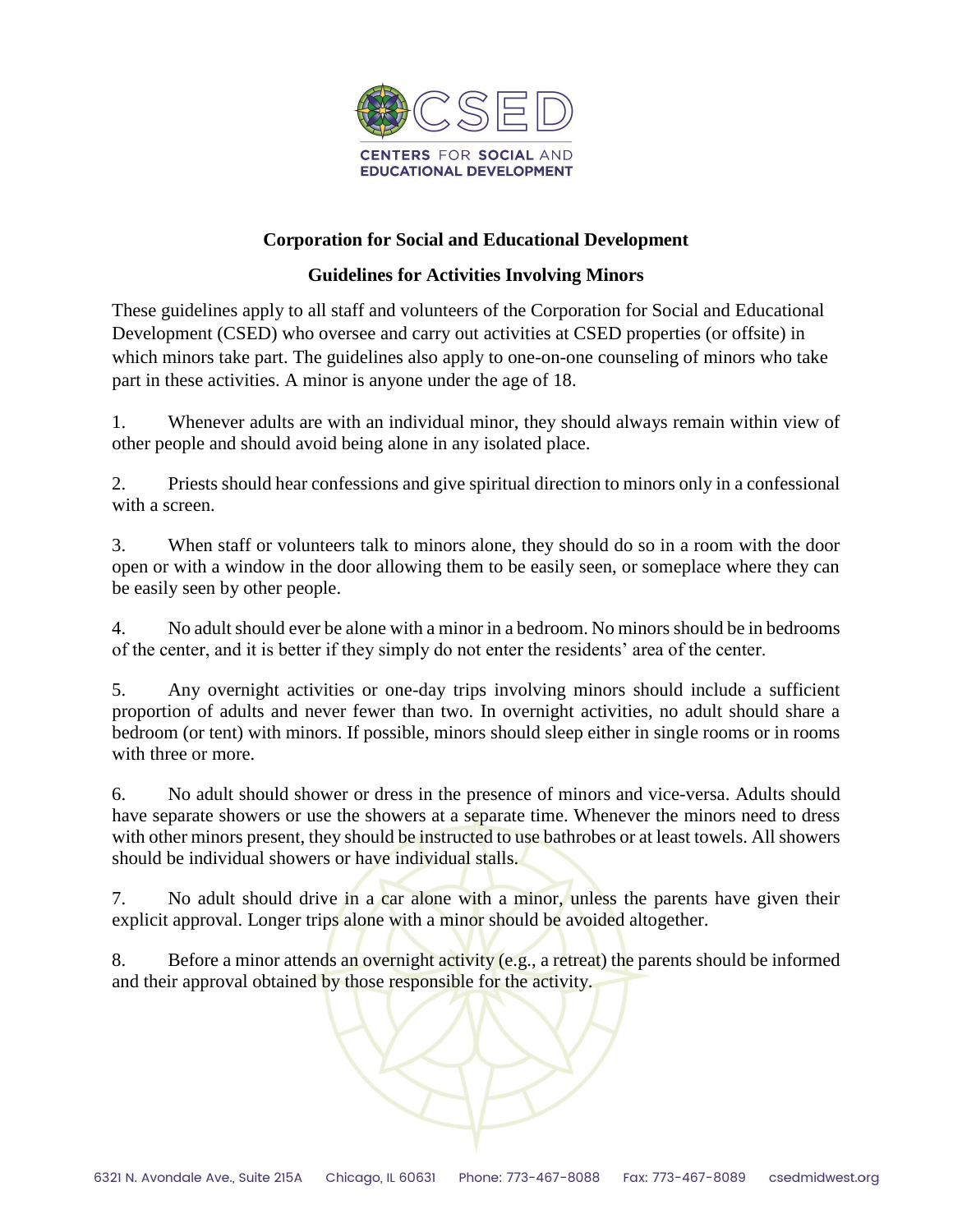CENTERS FOR SOCIAL AND EDUCATIONAL DEVELOPMENT

## Corporation for Social and Educational Development

## Guidelines for Activities Involving Minors

These guidelines apply to all staff and volunteers of the Corporation for Social and Educational Development (CSED) who oversee and carry out activities at CSED properties (or offsite) in which minors take part. The guidelines also apply to one-on-one counseling of minors who take part in these activities. A minor is anyone under the age of 18.

1. Whenever adults are with an individual minor, they should always remain within view of other people and should avoid being alone in any isolated place.

2. Priests should hear confessions and give spiritual direction to minors only in a confessional with a screen.

3. When staff or volunteers talk to minors alone, they should do so in a room with the door open or with a window in the door allowing them to be easily seen, or someplace where they can be easily seen by other people.

4. No adult should ever be alone with a minor in a bedroom. No minors should be in bedrooms of the center, and it is better if they simply do not enter the residents' area of the center.

5. Any overnight activities or one-day trips involving minors should include a sufficient proportion of adults and never fewer than two. In overnight activities, no adult should share a bedroom (or tent) with minors. If possible, minors should sleep either in single rooms or in rooms with three or more.

6. No adult should shower or dress in the presence of minors and vice-versa. Adults should have separate showers or use the showers at a separate time. Whenever the minors need to dress with other minors present, they should be instructed to use bathrobes or at least towels. All showers should be individual showers or have individual stalls.

7. No adult should drive in a car alone with a minor, unless the parents have given their explicit approval. Longer trips alone with a minor should be avoided altogether.

8. Before a minor attends an overnight activity (e.g., a retreat) the parents should be informed and their approval obtained by those responsible for the activity.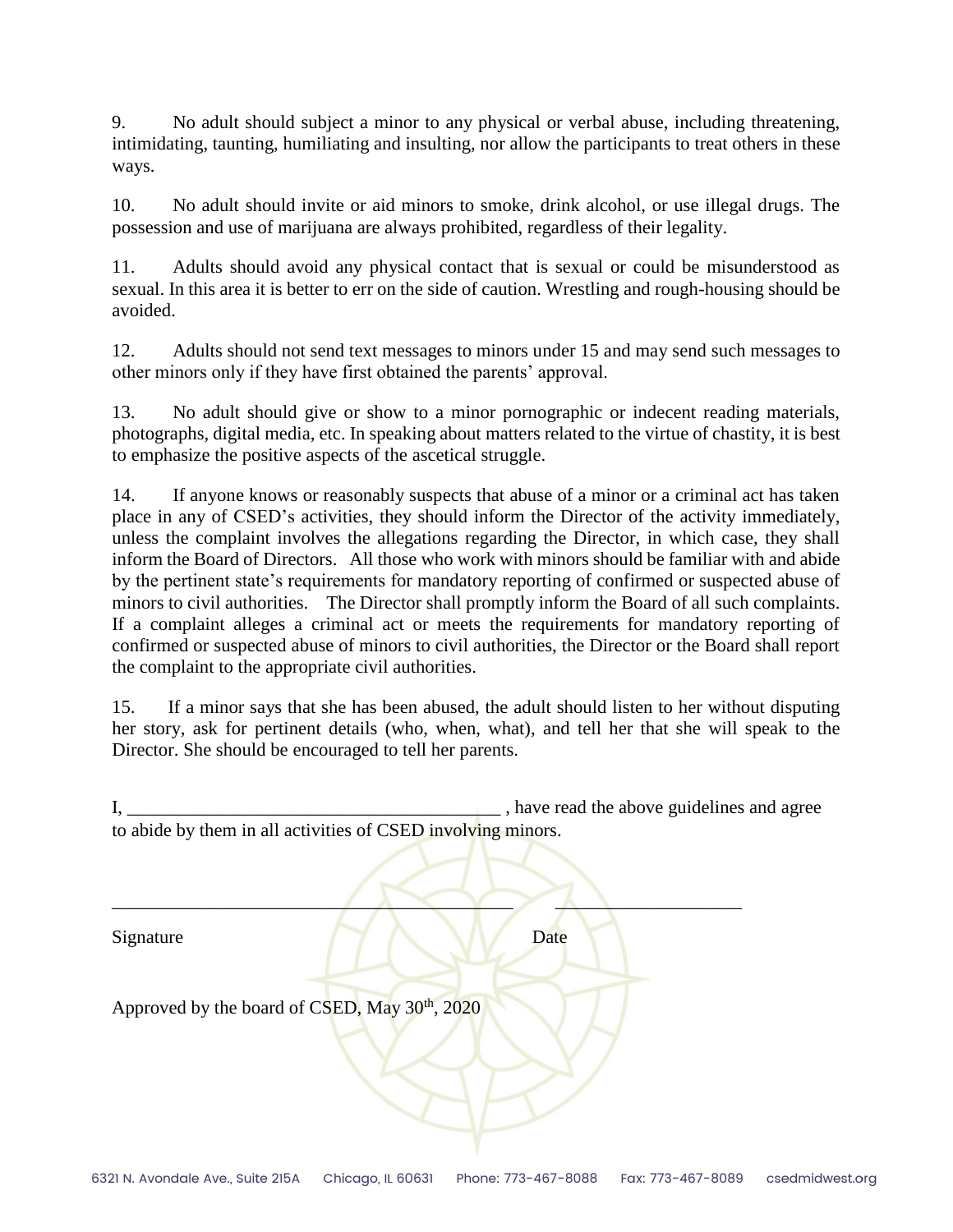9. No adult should subject a minor to any physical or verbal abuse, including threatening, intimidating, taunting, humiliating and insulting, nor allow the participants to treat others in these ways.

10. No adult should invite or aid minors to smoke, drink alcohol, or use illegal drugs. The possession and use of marijuana are always prohibited, regardless of their legality.

11. Adults should avoid any physical contact that is sexual or could be misunderstood as sexual. In this area it is better to err on the side of caution. Wrestling and rough-housing should be avoided.

12. Adults should not send text messages to minors under 15 and may send such messages to other minors only if they have first obtained the parents' approval.

13. No adult should give or show to a minor pornographic or indecent reading materials, photographs, digital media, etc. In speaking about matters related to the virtue of chastity, it is best to emphasize the positive aspects of the ascetical struggle.

14. If anyone knows or reasonably suspects that abuse of a minor or a criminal act has taken place in any of CSED's activities, they should inform the Director of the activity immediately, unless the complaint involves the allegations regarding the Director, in which case, they shall inform the Board of Directors. All those who work with minors should be familiar with and abide by the pertinent state's requirements for mandatory reporting of confirmed or suspected abuse of minors to civil authorities. The Director shall promptly inform the Board of all such complaints. If a complaint alleges a criminal act or meets the requirements for mandatory reporting of confirmed or suspected abuse of minors to civil authorities, the Director or the Board shall report the complaint to the appropriate civil authorities.

15. If a minor says that she has been abused, the adult should listen to her without disputing her story, ask for pertinent details (who, when, what), and tell her that she will speak to the Director. She should be encouraged to tell her parents.

I, ________________________________________ , have read the above guidelines and agree to abide by them in all activities of CSED involving minors.

______________________________________________ ____________________

Signature Date

Approved by the board of CSED, May 30th, 2020

6321 N. Avondale Ave., Suite 215A Chicago, IL 60631 Phone: 773-467-8088 Fax: 773-467-8089 csedmidwest.org